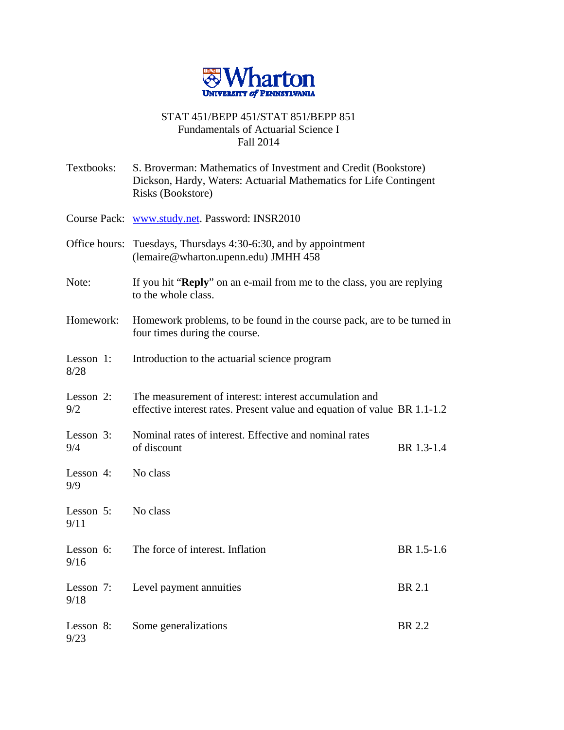**Wharton**
**UNIVERSITY of PENNSYLVANIA**

# STAT 451/BEPP 451/STAT 851/BEPP 851
## Fundamentals of Actuarial Science I
## Fall 2014

| | | |
|---|---|---|
| Textbooks: | S. Broverman: Mathematics of Investment and Credit (Bookstore)<br>Dickson, Hardy, Waters: Actuarial Mathematics for Life Contingent Risks (Bookstore) | |
| Course Pack: | www.study.net. Password: INSR2010 | |
| Office hours: | Tuesdays, Thursdays 4:30-6:30, and by appointment (lemaire@wharton.upenn.edu) JMHH 458 | |
| Note: | If you hit "**Reply**" on an e-mail from me to the class, you are replying to the whole class. | |
| Homework: | Homework problems, to be found in the course pack, are to be turned in four times during the course. | |
| Lesson 1: 8/28 | Introduction to the actuarial science program | |
| Lesson 2: 9/2 | The measurement of interest: interest accumulation and effective interest rates. Present value and equation of value | BR 1.1-1.2 |
| Lesson 3: 9/4 | Nominal rates of interest. Effective and nominal rates of discount | BR 1.3-1.4 |
| Lesson 4: 9/9 | No class | |
| Lesson 5: 9/11 | No class | |
| Lesson 6: 9/16 | The force of interest. Inflation | BR 1.5-1.6 |
| Lesson 7: 9/18 | Level payment annuities | BR 2.1 |
| Lesson 8: 9/23 | Some generalizations | BR 2.2 |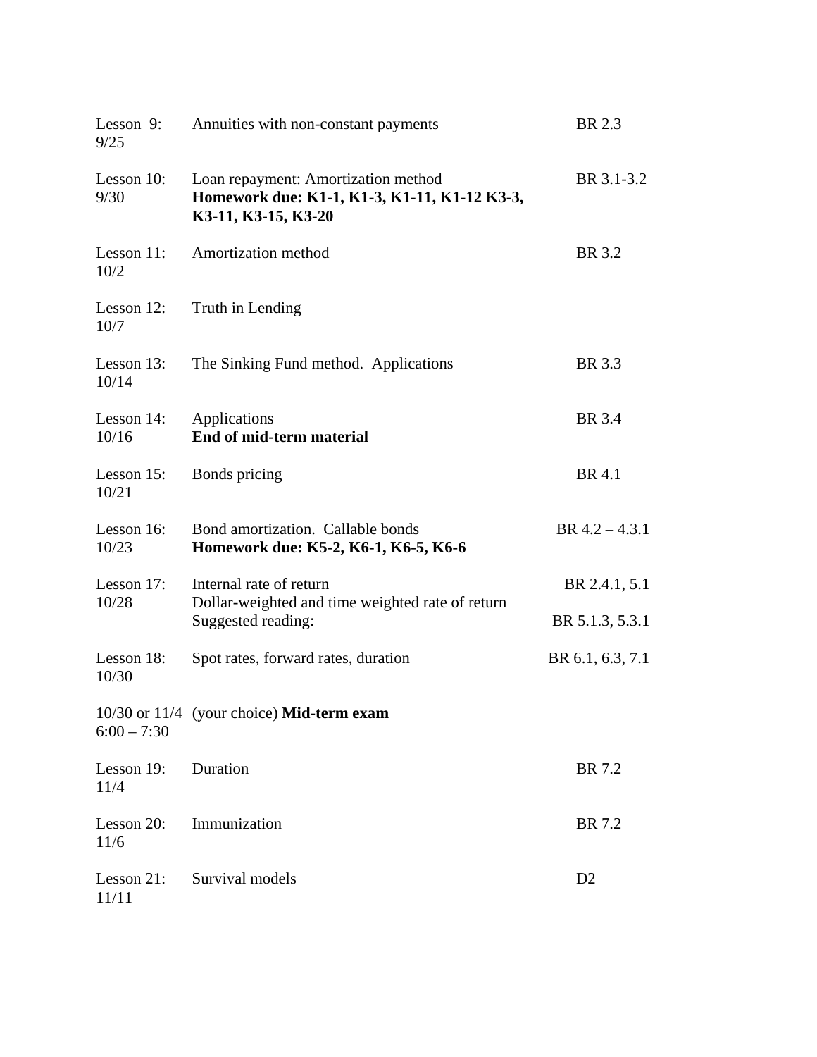| | | |
|---|---|---|
| Lesson 9: 9/25 | Annuities with non-constant payments | BR 2.3 |
| Lesson 10: 9/30 | Loan repayment: Amortization method **Homework due: K1-1, K1-3, K1-11, K1-12 K3-3, K3-11, K3-15, K3-20** | BR 3.1-3.2 |
| Lesson 11: 10/2 | Amortization method | BR 3.2 |
| Lesson 12: 10/7 | Truth in Lending | |
| Lesson 13: 10/14 | The Sinking Fund method. Applications | BR 3.3 |
| Lesson 14: 10/16 | Applications **End of mid-term material** | BR 3.4 |
| Lesson 15: 10/21 | Bonds pricing | BR 4.1 |
| Lesson 16: 10/23 | Bond amortization. Callable bonds **Homework due: K5-2, K6-1, K6-5, K6-6** | BR 4.2 – 4.3.1 |
| Lesson 17: 10/28 | Internal rate of return Dollar-weighted and time weighted rate of return | BR 2.4.1, 5.1 |
| | Suggested reading: | BR 5.1.3, 5.3.1 |
| Lesson 18: 10/30 | Spot rates, forward rates, duration | BR 6.1, 6.3, 7.1 |
| 10/30 or 11/4 6:00 – 7:30 | (your choice) **Mid-term exam** | |
| Lesson 19: 11/4 | Duration | BR 7.2 |
| Lesson 20: 11/6 | Immunization | BR 7.2 |
| Lesson 21: 11/11 | Survival models | D2 |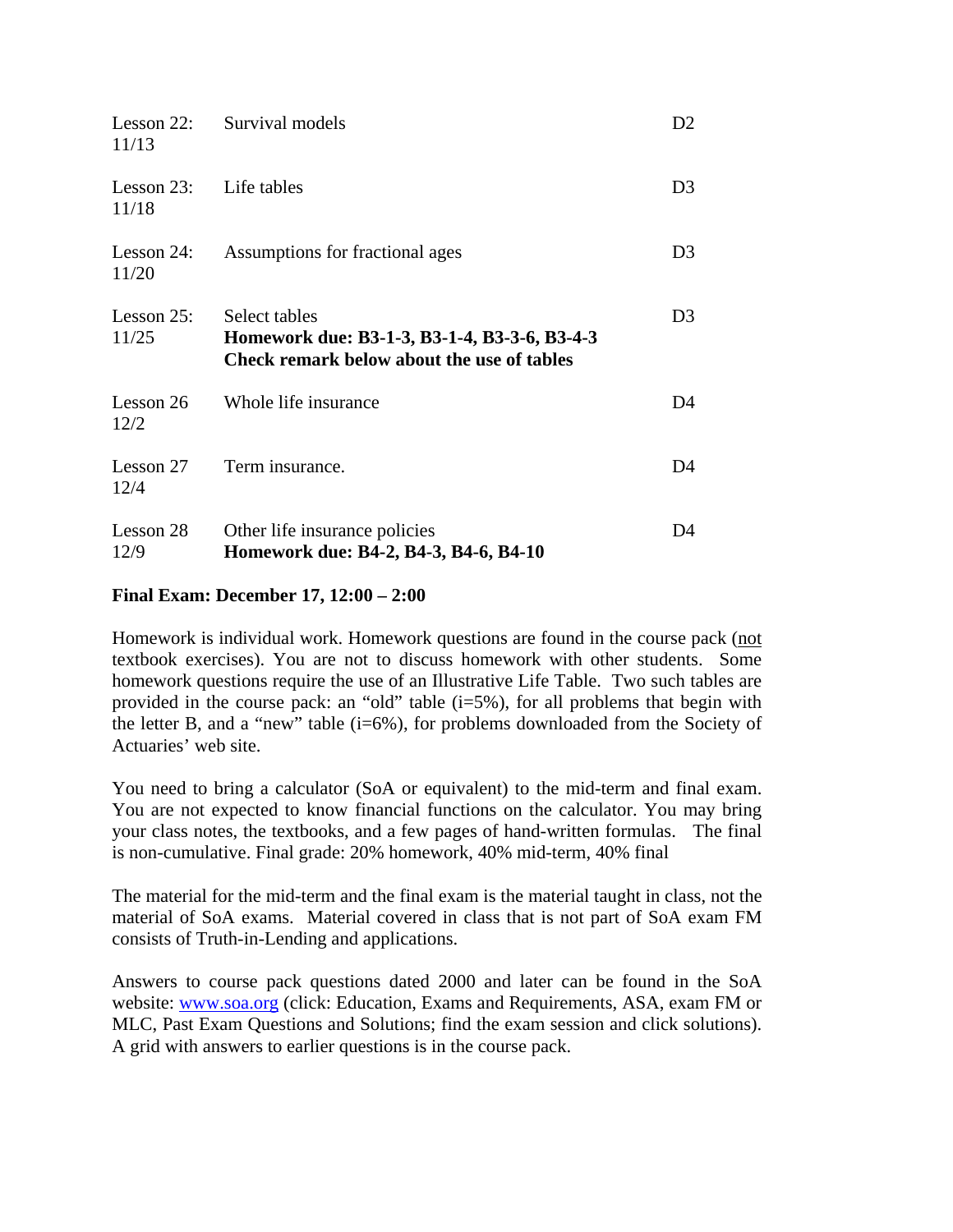| | | |
|---|---|---|
| Lesson 22: 11/13 | Survival models | D2 |
| Lesson 23: 11/18 | Life tables | D3 |
| Lesson 24: 11/20 | Assumptions for fractional ages | D3 |
| Lesson 25: 11/25 | Select tables **Homework due: B3-1-3, B3-1-4, B3-3-6, B3-4-3** **Check remark below about the use of tables** | D3 |
| Lesson 26 12/2 | Whole life insurance | D4 |
| Lesson 27 12/4 | Term insurance. | D4 |
| Lesson 28 12/9 | Other life insurance policies **Homework due: B4-2, B4-3, B4-6, B4-10** | D4 |

**Final Exam: December 17, 12:00 – 2:00**

Homework is individual work. Homework questions are found in the course pack (<u>not</u> textbook exercises). You are not to discuss homework with other students. Some homework questions require the use of an Illustrative Life Table. Two such tables are provided in the course pack: an "old" table (i=5%), for all problems that begin with the letter B, and a "new" table (i=6%), for problems downloaded from the Society of Actuaries' web site.

You need to bring a calculator (SoA or equivalent) to the mid-term and final exam. You are not expected to know financial functions on the calculator. You may bring your class notes, the textbooks, and a few pages of hand-written formulas. The final is non-cumulative. Final grade: 20% homework, 40% mid-term, 40% final

The material for the mid-term and the final exam is the material taught in class, not the material of SoA exams. Material covered in class that is not part of SoA exam FM consists of Truth-in-Lending and applications.

Answers to course pack questions dated 2000 and later can be found in the SoA website: www.soa.org (click: Education, Exams and Requirements, ASA, exam FM or MLC, Past Exam Questions and Solutions; find the exam session and click solutions). A grid with answers to earlier questions is in the course pack.